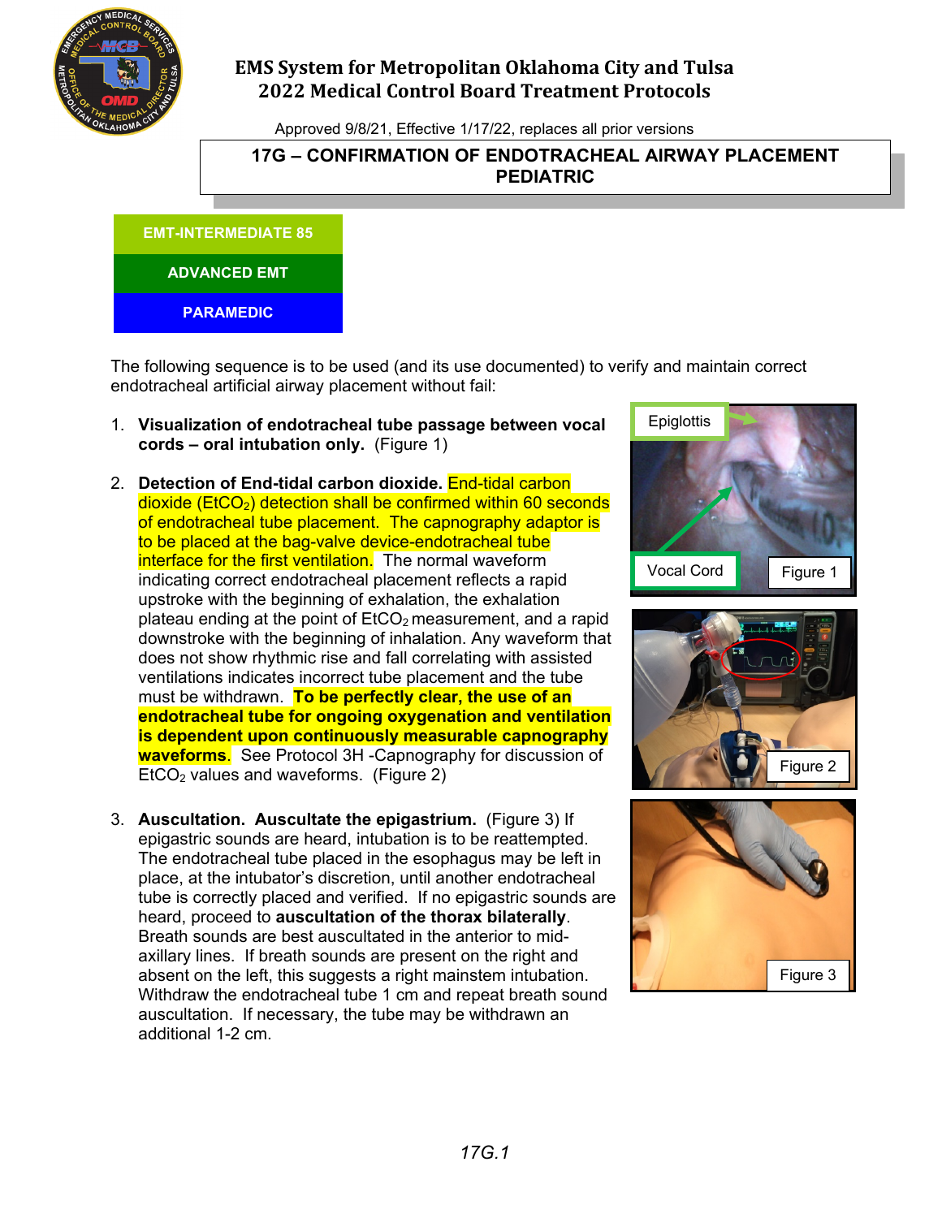# EMS System for Metropolitan Oklahoma City and Tulsa
## 2022 Medical Control Board Treatment Protocols

Approved 9/8/21, Effective 1/17/22, replaces all prior versions

## 17G – CONFIRMATION OF ENDOTRACHEAL AIRWAY PLACEMENT PEDIATRIC

**EMT-INTERMEDIATE 85**

**ADVANCED EMT**

**PARAMEDIC**

The following sequence is to be used (and its use documented) to verify and maintain correct endotracheal artificial airway placement without fail:

1. **Visualization of endotracheal tube passage between vocal cords – oral intubation only.** (Figure 1)

2. **Detection of End-tidal carbon dioxide.** End-tidal carbon dioxide ($EtCO_2$) detection shall be confirmed within 60 seconds of endotracheal tube placement. The capnography adaptor is to be placed at the bag-valve device-endotracheal tube interface for the first ventilation. The normal waveform indicating correct endotracheal placement reflects a rapid upstroke with the beginning of exhalation, the exhalation plateau ending at the point of $EtCO_2$ measurement, and a rapid downstroke with the beginning of inhalation. Any waveform that does not show rhythmic rise and fall correlating with assisted ventilations indicates incorrect tube placement and the tube must be withdrawn. **To be perfectly clear, the use of an endotracheal tube for ongoing oxygenation and ventilation is dependent upon continuously measurable capnography waveforms**. See Protocol 3H -Capnography for discussion of $EtCO_2$ values and waveforms. (Figure 2)

3. **Auscultation. Auscultate the epigastrium.** (Figure 3) If epigastric sounds are heard, intubation is to be reattempted. The endotracheal tube placed in the esophagus may be left in place, at the intubator's discretion, until another endotracheal tube is correctly placed and verified. If no epigastric sounds are heard, proceed to **auscultation of the thorax bilaterally**. Breath sounds are best auscultated in the anterior to mid-axillary lines. If breath sounds are present on the right and absent on the left, this suggests a right mainstem intubation. Withdraw the endotracheal tube 1 cm and repeat breath sound auscultation. If necessary, the tube may be withdrawn an additional 1-2 cm.

Epiglottis

Vocal Cord

Figure 1

Figure 2

Figure 3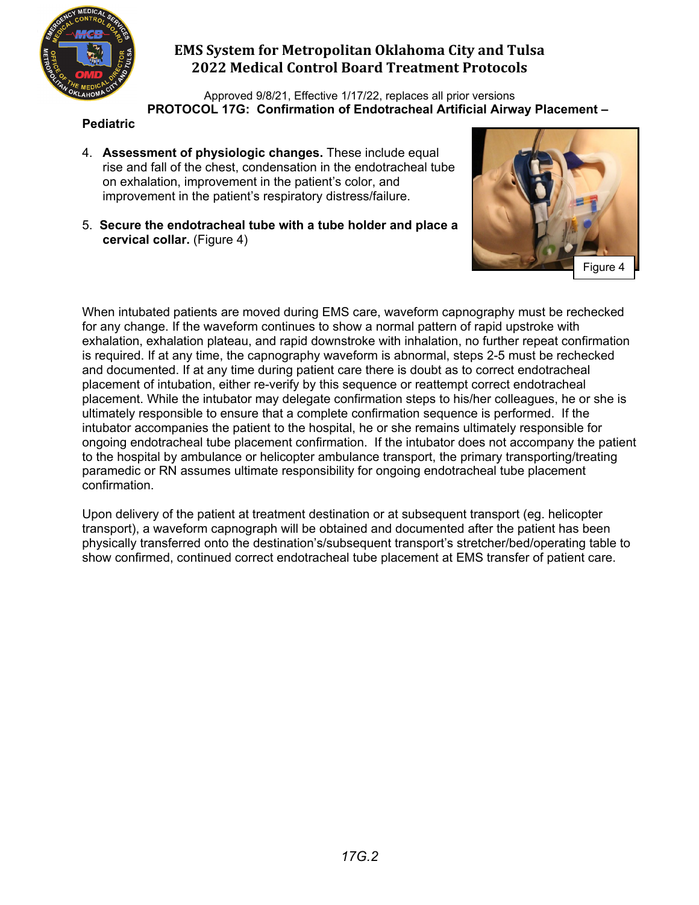4. **Assessment of physiologic changes.** These include equal rise and fall of the chest, condensation in the endotracheal tube on exhalation, improvement in the patient's color, and improvement in the patient's respiratory distress/failure.

5. **Secure the endotracheal tube with a tube holder and place a cervical collar.** (Figure 4)

Figure 4

When intubated patients are moved during EMS care, waveform capnography must be rechecked for any change. If the waveform continues to show a normal pattern of rapid upstroke with exhalation, exhalation plateau, and rapid downstroke with inhalation, no further repeat confirmation is required. If at any time, the capnography waveform is abnormal, steps 2-5 must be rechecked and documented. If at any time during patient care there is doubt as to correct endotracheal placement of intubation, either re-verify by this sequence or reattempt correct endotracheal placement. While the intubator may delegate confirmation steps to his/her colleagues, he or she is ultimately responsible to ensure that a complete confirmation sequence is performed. If the intubator accompanies the patient to the hospital, he or she remains ultimately responsible for ongoing endotracheal tube placement confirmation. If the intubator does not accompany the patient to the hospital by ambulance or helicopter ambulance transport, the primary transporting/treating paramedic or RN assumes ultimate responsibility for ongoing endotracheal tube placement confirmation.

Upon delivery of the patient at treatment destination or at subsequent transport (eg. helicopter transport), a waveform capnograph will be obtained and documented after the patient has been physically transferred onto the destination's/subsequent transport's stretcher/bed/operating table to show confirmed, continued correct endotracheal tube placement at EMS transfer of patient care.